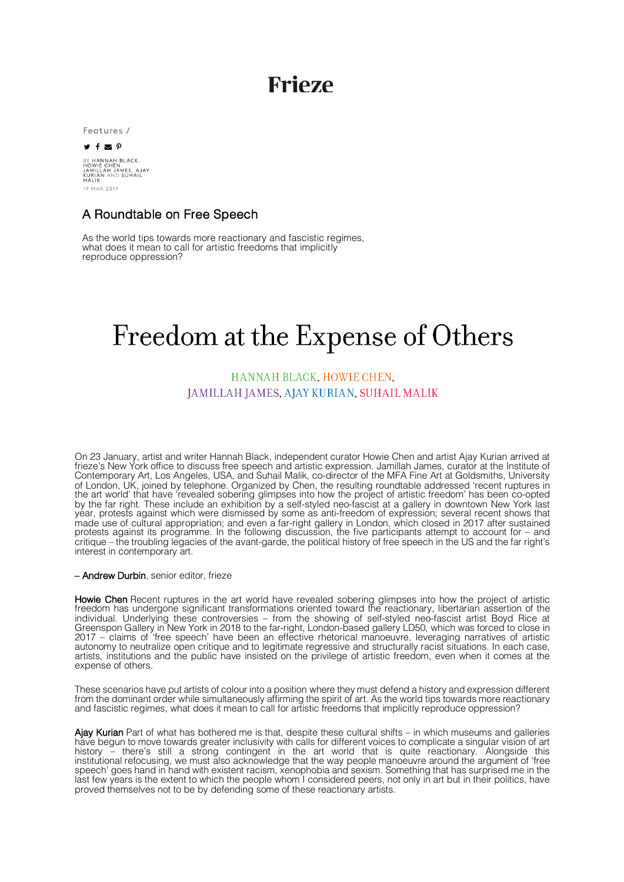# Frieze

Features /

BY HANNAH BLACK, HOWIE CHEN, JAMILLAH JAMES, AJAY KURIAN AND SUHAIL MALIK

19 MAR 2019

## A Roundtable on Free Speech

As the world tips towards more reactionary and fascistic regimes, what does it mean to call for artistic freedoms that implicitly reproduce oppression?

# Freedom at the Expense of Others

HANNAH BLACK, HOWIE CHEN, JAMILLAH JAMES, AJAY KURIAN, SUHAIL MALIK

On 23 January, artist and writer Hannah Black, independent curator Howie Chen and artist Ajay Kurian arrived at frieze's New York office to discuss free speech and artistic expression. Jamillah James, curator at the Institute of Contemporary Art, Los Angeles, USA, and Suhail Malik, co-director of the MFA Fine Art at Goldsmiths, University of London, UK, joined by telephone. Organized by Chen, the resulting roundtable addressed 'recent ruptures in the art world' that have 'revealed sobering glimpses into how the project of artistic freedom' has been co-opted by the far right. These include an exhibition by a self-styled neo-fascist at a gallery in downtown New York last year, protests against which were dismissed by some as anti-freedom of expression; several recent shows that made use of cultural appropriation; and even a far-right gallery in London, which closed in 2017 after sustained protests against its programme. In the following discussion, the five participants attempt to account for – and critique – the troubling legacies of the avant-garde, the political history of free speech in the US and the far right's interest in contemporary art.

– **Andrew Durbin**, senior editor, frieze

**Howie Chen** Recent ruptures in the art world have revealed sobering glimpses into how the project of artistic freedom has undergone significant transformations oriented toward the reactionary, libertarian assertion of the individual. Underlying these controversies – from the showing of self-styled neo-fascist artist Boyd Rice at Greenspon Gallery in New York in 2018 to the far-right, London-based gallery LD50, which was forced to close in 2017 – claims of 'free speech' have been an effective rhetorical manoeuvre, leveraging narratives of artistic autonomy to neutralize open critique and to legitimate regressive and structurally racist situations. In each case, artists, institutions and the public have insisted on the privilege of artistic freedom, even when it comes at the expense of others.

These scenarios have put artists of colour into a position where they must defend a history and expression different from the dominant order while simultaneously affirming the spirit of art. As the world tips towards more reactionary and fascistic regimes, what does it mean to call for artistic freedoms that implicitly reproduce oppression?

**Ajay Kurian** Part of what has bothered me is that, despite these cultural shifts – in which museums and galleries have begun to move towards greater inclusivity with calls for different voices to complicate a singular vision of art history – there's still a strong contingent in the art world that is quite reactionary. Alongside this institutional refocusing, we must also acknowledge that the way people manoeuvre around the argument of 'free speech' goes hand in hand with existent racism, xenophobia and sexism. Something that has surprised me in the last few years is the extent to which the people whom I considered peers, not only in art but in their politics, have proved themselves not to be by defending some of these reactionary artists.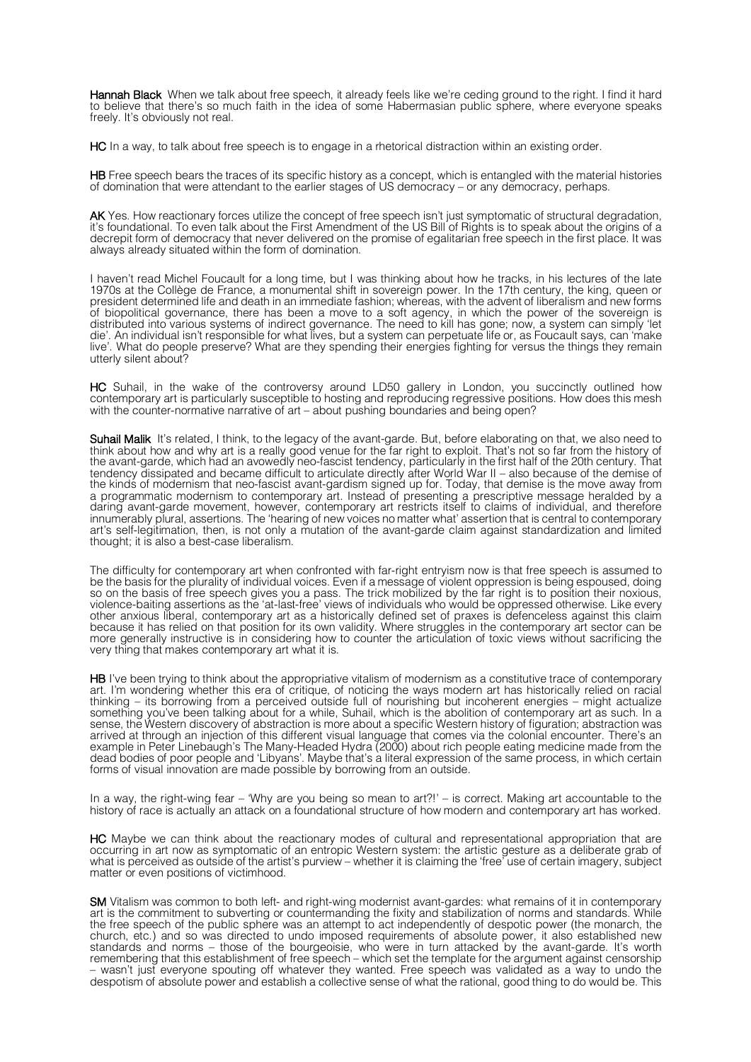**Hannah Black** When we talk about free speech, it already feels like we're ceding ground to the right. I find it hard to believe that there's so much faith in the idea of some Habermasian public sphere, where everyone speaks freely. It's obviously not real.

**HC** In a way, to talk about free speech is to engage in a rhetorical distraction within an existing order.

**HB** Free speech bears the traces of its specific history as a concept, which is entangled with the material histories of domination that were attendant to the earlier stages of US democracy – or any democracy, perhaps.

**AK** Yes. How reactionary forces utilize the concept of free speech isn't just symptomatic of structural degradation, it's foundational. To even talk about the First Amendment of the US Bill of Rights is to speak about the origins of a decrepit form of democracy that never delivered on the promise of egalitarian free speech in the first place. It was always already situated within the form of domination.

I haven't read Michel Foucault for a long time, but I was thinking about how he tracks, in his lectures of the late 1970s at the Collège de France, a monumental shift in sovereign power. In the 17th century, the king, queen or president determined life and death in an immediate fashion; whereas, with the advent of liberalism and new forms of biopolitical governance, there has been a move to a soft agency, in which the power of the sovereign is distributed into various systems of indirect governance. The need to kill has gone; now, a system can simply 'let die'. An individual isn't responsible for what lives, but a system can perpetuate life or, as Foucault says, can 'make live'. What do people preserve? What are they spending their energies fighting for versus the things they remain utterly silent about?

**HC** Suhail, in the wake of the controversy around LD50 gallery in London, you succinctly outlined how contemporary art is particularly susceptible to hosting and reproducing regressive positions. How does this mesh with the counter-normative narrative of art – about pushing boundaries and being open?

**Suhail Malik** It's related, I think, to the legacy of the avant-garde. But, before elaborating on that, we also need to think about how and why art is a really good venue for the far right to exploit. That's not so far from the history of the avant-garde, which had an avowedly neo-fascist tendency, particularly in the first half of the 20th century. That tendency dissipated and became difficult to articulate directly after World War II – also because of the demise of the kinds of modernism that neo-fascist avant-gardism signed up for. Today, that demise is the move away from a programmatic modernism to contemporary art. Instead of presenting a prescriptive message heralded by a daring avant-garde movement, however, contemporary art restricts itself to claims of individual, and therefore innumerably plural, assertions. The 'hearing of new voices no matter what' assertion that is central to contemporary art's self-legitimation, then, is not only a mutation of the avant-garde claim against standardization and limited thought; it is also a best-case liberalism.

The difficulty for contemporary art when confronted with far-right entryism now is that free speech is assumed to be the basis for the plurality of individual voices. Even if a message of violent oppression is being espoused, doing so on the basis of free speech gives you a pass. The trick mobilized by the far right is to position their noxious, violence-baiting assertions as the 'at-last-free' views of individuals who would be oppressed otherwise. Like every other anxious liberal, contemporary art as a historically defined set of praxes is defenceless against this claim because it has relied on that position for its own validity. Where struggles in the contemporary art sector can be more generally instructive is in considering how to counter the articulation of toxic views without sacrificing the very thing that makes contemporary art what it is.

**HB** I've been trying to think about the appropriative vitalism of modernism as a constitutive trace of contemporary art. I'm wondering whether this era of critique, of noticing the ways modern art has historically relied on racial thinking – its borrowing from a perceived outside full of nourishing but incoherent energies – might actualize something you've been talking about for a while, Suhail, which is the abolition of contemporary art as such. In a sense, the Western discovery of abstraction is more about a specific Western history of figuration; abstraction was arrived at through an injection of this different visual language that comes via the colonial encounter. There's an example in Peter Linebaugh's The Many-Headed Hydra (2000) about rich people eating medicine made from the dead bodies of poor people and 'Libyans'. Maybe that's a literal expression of the same process, in which certain forms of visual innovation are made possible by borrowing from an outside.

In a way, the right-wing fear – 'Why are you being so mean to art?!' – is correct. Making art accountable to the history of race is actually an attack on a foundational structure of how modern and contemporary art has worked.

**HC** Maybe we can think about the reactionary modes of cultural and representational appropriation that are occurring in art now as symptomatic of an entropic Western system: the artistic gesture as a deliberate grab of what is perceived as outside of the artist's purview – whether it is claiming the 'free' use of certain imagery, subject matter or even positions of victimhood.

**SM** Vitalism was common to both left- and right-wing modernist avant-gardes: what remains of it in contemporary art is the commitment to subverting or countermanding the fixity and stabilization of norms and standards. While the free speech of the public sphere was an attempt to act independently of despotic power (the monarch, the church, etc.) and so was directed to undo imposed requirements of absolute power, it also established new standards and norms – those of the bourgeoisie, who were in turn attacked by the avant-garde. It's worth remembering that this establishment of free speech – which set the template for the argument against censorship – wasn't just everyone spouting off whatever they wanted. Free speech was validated as a way to undo the despotism of absolute power and establish a collective sense of what the rational, good thing to do would be. This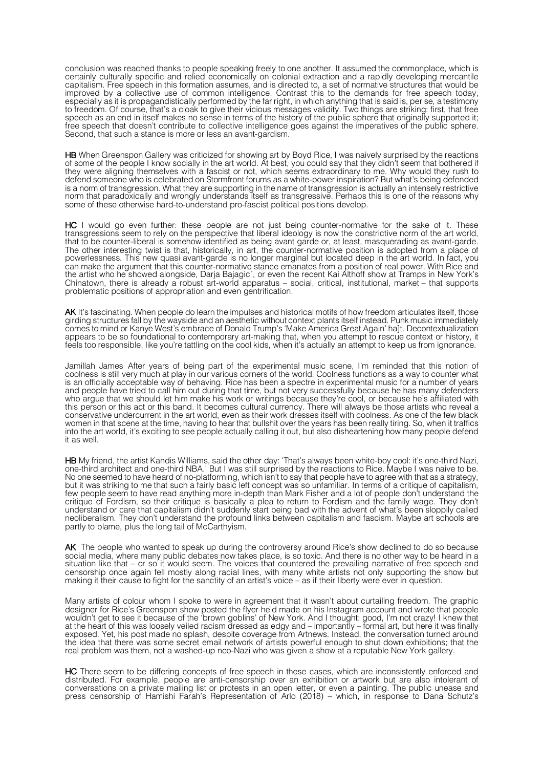conclusion was reached thanks to people speaking freely to one another. It assumed the commonplace, which is certainly culturally specific and relied economically on colonial extraction and a rapidly developing mercantile capitalism. Free speech in this formation assumes, and is directed to, a set of normative structures that would be improved by a collective use of common intelligence. Contrast this to the demands for free speech today, especially as it is propagandistically performed by the far right, in which anything that is said is, per se, a testimony to freedom. Of course, that's a cloak to give their vicious messages validity. Two things are striking: first, that free speech as an end in itself makes no sense in terms of the history of the public sphere that originally supported it; free speech that doesn't contribute to collective intelligence goes against the imperatives of the public sphere. Second, that such a stance is more or less an avant-gardism.

**HB** When Greenspon Gallery was criticized for showing art by Boyd Rice, I was naively surprised by the reactions of some of the people I know socially in the art world. At best, you could say that they didn't seem that bothered if they were aligning themselves with a fascist or not, which seems extraordinary to me. Why would they rush to defend someone who is celebrated on Stormfront forums as a white-power inspiration? But what's being defended is a norm of transgression. What they are supporting in the name of transgression is actually an intensely restrictive norm that paradoxically and wrongly understands itself as transgressive. Perhaps this is one of the reasons why some of these otherwise hard-to-understand pro-fascist political positions develop.

**HC** I would go even further: these people are not just being counter-normative for the sake of it. These transgressions seem to rely on the perspective that liberal ideology is now the constrictive norm of the art world, that to be counter-liberal is somehow identified as being avant garde or, at least, masquerading as avant-garde. The other interesting twist is that, historically, in art, the counter-normative position is adopted from a place of powerlessness. This new quasi avant-garde is no longer marginal but located deep in the art world. In fact, you can make the argument that this counter-normative stance emanates from a position of real power. With Rice and the artist who he showed alongside, Darja Bajagić, or even the recent Kai Althoff show at Tramps in New York's Chinatown, there is already a robust art-world apparatus – social, critical, institutional, market – that supports problematic positions of appropriation and even gentrification.

**AK** It's fascinating. When people do learn the impulses and historical motifs of how freedom articulates itself, those girding structures fall by the wayside and an aesthetic without context plants itself instead. Punk music immediately comes to mind or Kanye West's embrace of Donald Trump's 'Make America Great Again' ha]t. Decontextualization appears to be so foundational to contemporary art-making that, when you attempt to rescue context or history, it feels too responsible, like you're tattling on the cool kids, when it's actually an attempt to keep us from ignorance.

Jamillah James After years of being part of the experimental music scene, I'm reminded that this notion of coolness is still very much at play in our various corners of the world. Coolness functions as a way to counter what is an officially acceptable way of behaving. Rice has been a spectre in experimental music for a number of years and people have tried to call him out during that time, but not very successfully because he has many defenders who argue that we should let him make his work or writings because they're cool, or because he's affiliated with this person or this act or this band. It becomes cultural currency. There will always be those artists who reveal a conservative undercurrent in the art world, even as their work dresses itself with coolness. As one of the few black women in that scene at the time, having to hear that bullshit over the years has been really tiring. So, when it traffics into the art world, it's exciting to see people actually calling it out, but also disheartening how many people defend it as well.

**HB** My friend, the artist Kandis Williams, said the other day: 'That's always been white-boy cool: it's one-third Nazi, one-third architect and one-third NBA.' But I was still surprised by the reactions to Rice. Maybe I was naive to be. No one seemed to have heard of no-platforming, which isn't to say that people have to agree with that as a strategy, but it was striking to me that such a fairly basic left concept was so unfamiliar. In terms of a critique of capitalism, few people seem to have read anything more in-depth than Mark Fisher and a lot of people don't understand the critique of Fordism, so their critique is basically a plea to return to Fordism and the family wage. They don't understand or care that capitalism didn't suddenly start being bad with the advent of what's been sloppily called neoliberalism. They don't understand the profound links between capitalism and fascism. Maybe art schools are partly to blame, plus the long tail of McCarthyism.

**AK** The people who wanted to speak up during the controversy around Rice's show declined to do so because social media, where many public debates now takes place, is so toxic. And there is no other way to be heard in a situation like that – or so it would seem. The voices that countered the prevailing narrative of free speech and censorship once again fell mostly along racial lines, with many white artists not only supporting the show but making it their cause to fight for the sanctity of an artist's voice – as if their liberty were ever in question.

Many artists of colour whom I spoke to were in agreement that it wasn't about curtailing freedom. The graphic designer for Rice's Greenspon show posted the flyer he'd made on his Instagram account and wrote that people wouldn't get to see it because of the 'brown goblins' of New York. And I thought: good, I'm not crazy! I knew that at the heart of this was loosely veiled racism dressed as edgy and – importantly – formal art, but here it was finally exposed. Yet, his post made no splash, despite coverage from Artnews. Instead, the conversation turned around the idea that there was some secret email network of artists powerful enough to shut down exhibitions; that the real problem was them, not a washed-up neo-Nazi who was given a show at a reputable New York gallery.

**HC** There seem to be differing concepts of free speech in these cases, which are inconsistently enforced and distributed. For example, people are anti-censorship over an exhibition or artwork but are also intolerant of conversations on a private mailing list or protests in an open letter, or even a painting. The public unease and press censorship of Hamishi Farah's Representation of Arlo (2018) – which, in response to Dana Schutz's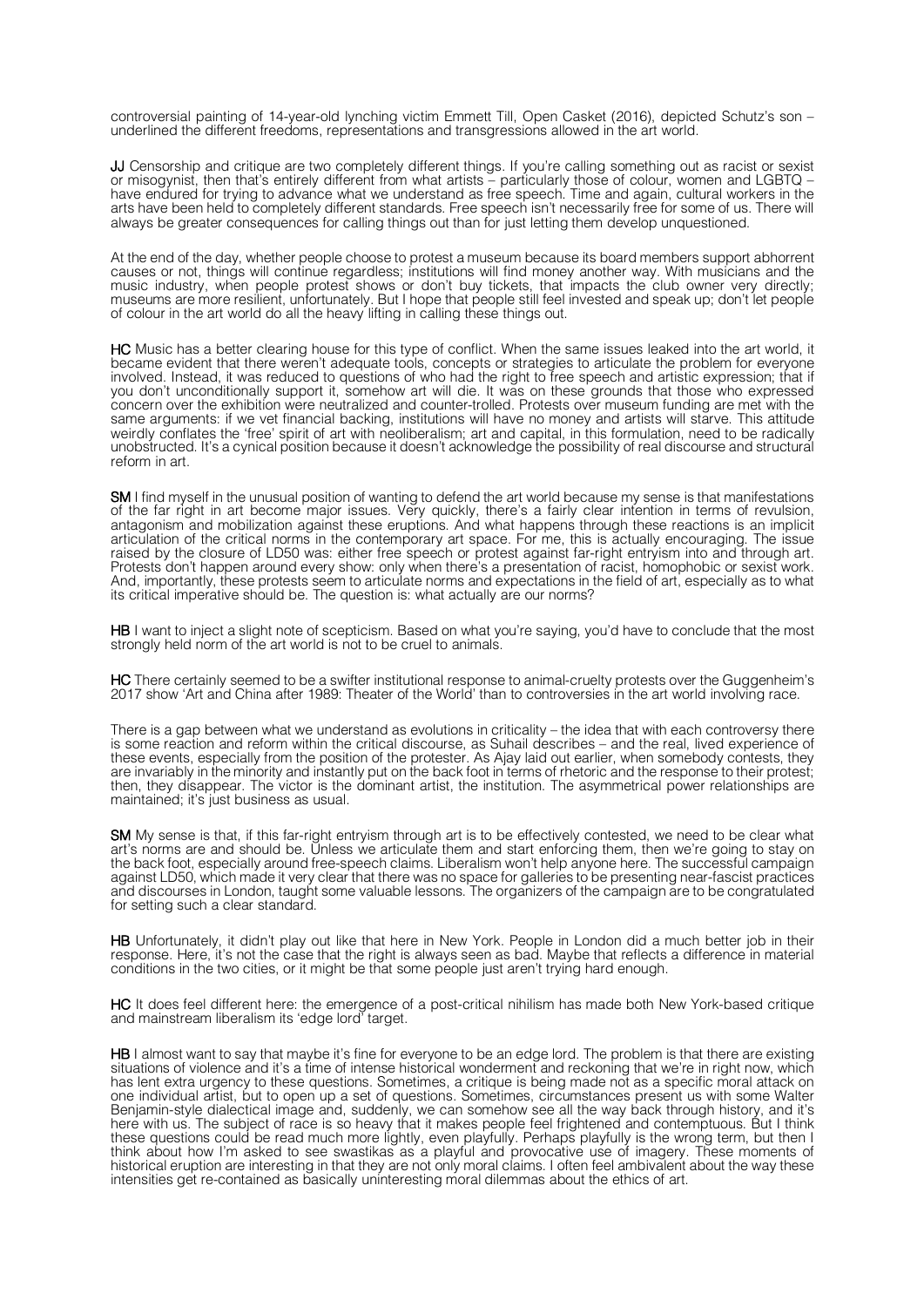controversial painting of 14-year-old lynching victim Emmett Till, Open Casket (2016), depicted Schutz's son – underlined the different freedoms, representations and transgressions allowed in the art world.

**JJ** Censorship and critique are two completely different things. If you're calling something out as racist or sexist or misogynist, then that's entirely different from what artists – particularly those of colour, women and LGBTQ – have endured for trying to advance what we understand as free speech. Time and again, cultural workers in the arts have been held to completely different standards. Free speech isn't necessarily free for some of us. There will always be greater consequences for calling things out than for just letting them develop unquestioned.

At the end of the day, whether people choose to protest a museum because its board members support abhorrent causes or not, things will continue regardless; institutions will find money another way. With musicians and the music industry, when people protest shows or don't buy tickets, that impacts the club owner very directly; museums are more resilient, unfortunately. But I hope that people still feel invested and speak up; don't let people of colour in the art world do all the heavy lifting in calling these things out.

**HC** Music has a better clearing house for this type of conflict. When the same issues leaked into the art world, it became evident that there weren't adequate tools, concepts or strategies to articulate the problem for everyone involved. Instead, it was reduced to questions of who had the right to free speech and artistic expression; that if you don't unconditionally support it, somehow art will die. It was on these grounds that those who expressed concern over the exhibition were neutralized and counter-trolled. Protests over museum funding are met with the same arguments: if we vet financial backing, institutions will have no money and artists will starve. This attitude weirdly conflates the 'free' spirit of art with neoliberalism; art and capital, in this formulation, need to be radically unobstructed. It's a cynical position because it doesn't acknowledge the possibility of real discourse and structural reform in art.

**SM** I find myself in the unusual position of wanting to defend the art world because my sense is that manifestations of the far right in art become major issues. Very quickly, there's a fairly clear intention in terms of revulsion, antagonism and mobilization against these eruptions. And what happens through these reactions is an implicit articulation of the critical norms in the contemporary art space. For me, this is actually encouraging. The issue raised by the closure of LD50 was: either free speech or protest against far-right entryism into and through art. Protests don't happen around every show: only when there's a presentation of racist, homophobic or sexist work. And, importantly, these protests seem to articulate norms and expectations in the field of art, especially as to what its critical imperative should be. The question is: what actually are our norms?

**HB** I want to inject a slight note of scepticism. Based on what you're saying, you'd have to conclude that the most strongly held norm of the art world is not to be cruel to animals.

**HC** There certainly seemed to be a swifter institutional response to animal-cruelty protests over the Guggenheim's 2017 show 'Art and China after 1989: Theater of the World' than to controversies in the art world involving race.

There is a gap between what we understand as evolutions in criticality – the idea that with each controversy there is some reaction and reform within the critical discourse, as Suhail describes – and the real, lived experience of these events, especially from the position of the protester. As Ajay laid out earlier, when somebody contests, they are invariably in the minority and instantly put on the back foot in terms of rhetoric and the response to their protest; then, they disappear. The victor is the dominant artist, the institution. The asymmetrical power relationships are maintained; it's just business as usual.

**SM** My sense is that, if this far-right entryism through art is to be effectively contested, we need to be clear what art's norms are and should be. Unless we articulate them and start enforcing them, then we're going to stay on the back foot, especially around free-speech claims. Liberalism won't help anyone here. The successful campaign against LD50, which made it very clear that there was no space for galleries to be presenting near-fascist practices and discourses in London, taught some valuable lessons. The organizers of the campaign are to be congratulated for setting such a clear standard.

**HB** Unfortunately, it didn't play out like that here in New York. People in London did a much better job in their response. Here, it's not the case that the right is always seen as bad. Maybe that reflects a difference in material conditions in the two cities, or it might be that some people just aren't trying hard enough.

**HC** It does feel different here: the emergence of a post-critical nihilism has made both New York-based critique and mainstream liberalism its 'edge lord' target.

**HB** I almost want to say that maybe it's fine for everyone to be an edge lord. The problem is that there are existing situations of violence and it's a time of intense historical wonderment and reckoning that we're in right now, which has lent extra urgency to these questions. Sometimes, a critique is being made not as a specific moral attack on one individual artist, but to open up a set of questions. Sometimes, circumstances present us with some Walter Benjamin-style dialectical image and, suddenly, we can somehow see all the way back through history, and it's here with us. The subject of race is so heavy that it makes people feel frightened and contemptuous. But I think these questions could be read much more lightly, even playfully. Perhaps playfully is the wrong term, but then I think about how I'm asked to see swastikas as a playful and provocative use of imagery. These moments of historical eruption are interesting in that they are not only moral claims. I often feel ambivalent about the way these intensities get re-contained as basically uninteresting moral dilemmas about the ethics of art.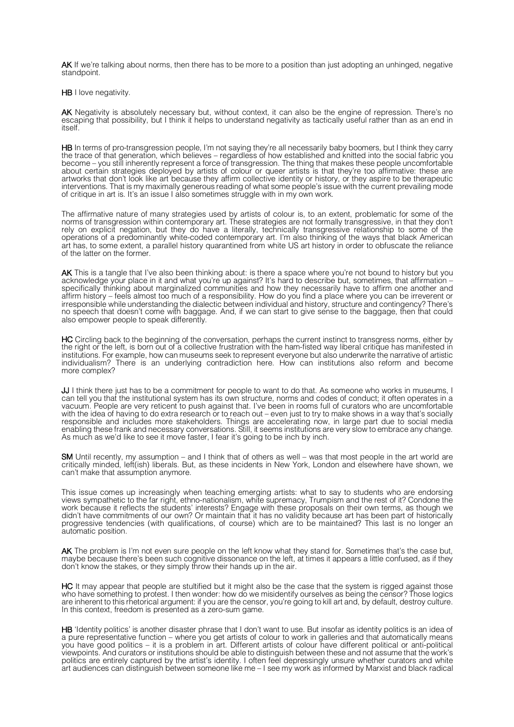**AK** If we're talking about norms, then there has to be more to a position than just adopting an unhinged, negative standpoint.

**HB** I love negativity.

**AK** Negativity is absolutely necessary but, without context, it can also be the engine of repression. There's no escaping that possibility, but I think it helps to understand negativity as tactically useful rather than as an end in itself.

**HB** In terms of pro-transgression people, I'm not saying they're all necessarily baby boomers, but I think they carry the trace of that generation, which believes – regardless of how established and knitted into the social fabric you become – you still inherently represent a force of transgression. The thing that makes these people uncomfortable about certain strategies deployed by artists of colour or queer artists is that they're too affirmative: these are artworks that don't look like art because they affirm collective identity or history, or they aspire to be therapeutic interventions. That is my maximally generous reading of what some people's issue with the current prevailing mode of critique in art is. It's an issue I also sometimes struggle with in my own work.

The affirmative nature of many strategies used by artists of colour is, to an extent, problematic for some of the norms of transgression within contemporary art. These strategies are not formally transgressive, in that they don't rely on explicit negation, but they do have a literally, technically transgressive relationship to some of the operations of a predominantly white-coded contemporary art. I'm also thinking of the ways that black American art has, to some extent, a parallel history quarantined from white US art history in order to obfuscate the reliance of the latter on the former.

**AK** This is a tangle that I've also been thinking about: is there a space where you're not bound to history but you acknowledge your place in it and what you're up against? It's hard to describe but, sometimes, that affirmation – specifically thinking about marginalized communities and how they necessarily have to affirm one another and affirm history – feels almost too much of a responsibility. How do you find a place where you can be irreverent or irresponsible while understanding the dialectic between individual and history, structure and contingency? There's no speech that doesn't come with baggage. And, if we can start to give sense to the baggage, then that could also empower people to speak differently.

**HC** Circling back to the beginning of the conversation, perhaps the current instinct to transgress norms, either by the right or the left, is born out of a collective frustration with the ham-fisted way liberal critique has manifested in institutions. For example, how can museums seek to represent everyone but also underwrite the narrative of artistic individualism? There is an underlying contradiction here. How can institutions also reform and become more complex?

**JJ** I think there just has to be a commitment for people to want to do that. As someone who works in museums, I can tell you that the institutional system has its own structure, norms and codes of conduct; it often operates in a vacuum. People are very reticent to push against that. I've been in rooms full of curators who are uncomfortable with the idea of having to do extra research or to reach out – even just to try to make shows in a way that's socially responsible and includes more stakeholders. Things are accelerating now, in large part due to social media enabling these frank and necessary conversations. Still, it seems institutions are very slow to embrace any change. As much as we'd like to see it move faster, I fear it's going to be inch by inch.

**SM** Until recently, my assumption – and I think that of others as well – was that most people in the art world are critically minded, left(ish) liberals. But, as these incidents in New York, London and elsewhere have shown, we can't make that assumption anymore.

This issue comes up increasingly when teaching emerging artists: what to say to students who are endorsing views sympathetic to the far right, ethno-nationalism, white supremacy, Trumpism and the rest of it? Condone the work because it reflects the students' interests? Engage with these proposals on their own terms, as though we didn't have commitments of our own? Or maintain that it has no validity because art has been part of historically progressive tendencies (with qualifications, of course) which are to be maintained? This last is no longer an automatic position.

**AK** The problem is I'm not even sure people on the left know what they stand for. Sometimes that's the case but, maybe because there's been such cognitive dissonance on the left, at times it appears a little confused, as if they don't know the stakes, or they simply throw their hands up in the air.

**HC** It may appear that people are stultified but it might also be the case that the system is rigged against those who have something to protest. I then wonder: how do we misidentify ourselves as being the censor? Those logics are inherent to this rhetorical argument: if you are the censor, you're going to kill art and, by default, destroy culture. In this context, freedom is presented as a zero-sum game.

**HB** 'Identity politics' is another disaster phrase that I don't want to use. But insofar as identity politics is an idea of a pure representative function – where you get artists of colour to work in galleries and that automatically means you have good politics – it is a problem in art. Different artists of colour have different political or anti-political viewpoints. And curators or institutions should be able to distinguish between these and not assume that the work's politics are entirely captured by the artist's identity. I often feel depressingly unsure whether curators and white art audiences can distinguish between someone like me – I see my work as informed by Marxist and black radical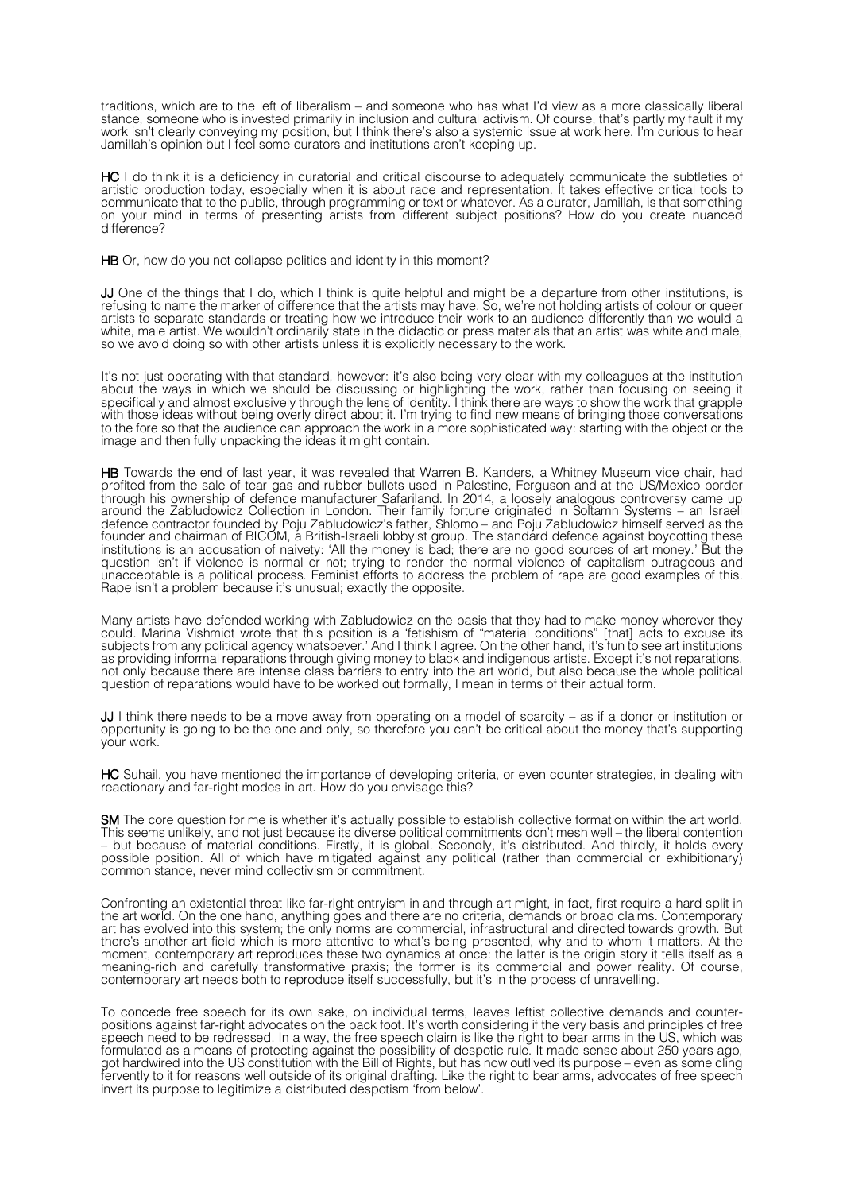traditions, which are to the left of liberalism – and someone who has what I'd view as a more classically liberal stance, someone who is invested primarily in inclusion and cultural activism. Of course, that's partly my fault if my work isn't clearly conveying my position, but I think there's also a systemic issue at work here. I'm curious to hear Jamillah's opinion but I feel some curators and institutions aren't keeping up.

**HC** I do think it is a deficiency in curatorial and critical discourse to adequately communicate the subtleties of artistic production today, especially when it is about race and representation. It takes effective critical tools to communicate that to the public, through programming or text or whatever. As a curator, Jamillah, is that something on your mind in terms of presenting artists from different subject positions? How do you create nuanced difference?

**HB** Or, how do you not collapse politics and identity in this moment?

**JJ** One of the things that I do, which I think is quite helpful and might be a departure from other institutions, is refusing to name the marker of difference that the artists may have. So, we're not holding artists of colour or queer artists to separate standards or treating how we introduce their work to an audience differently than we would a white, male artist. We wouldn't ordinarily state in the didactic or press materials that an artist was white and male, so we avoid doing so with other artists unless it is explicitly necessary to the work.

It's not just operating with that standard, however: it's also being very clear with my colleagues at the institution about the ways in which we should be discussing or highlighting the work, rather than focusing on seeing it specifically and almost exclusively through the lens of identity. I think there are ways to show the work that grapple with those ideas without being overly direct about it. I'm trying to find new means of bringing those conversations to the fore so that the audience can approach the work in a more sophisticated way: starting with the object or the image and then fully unpacking the ideas it might contain.

**HB** Towards the end of last year, it was revealed that Warren B. Kanders, a Whitney Museum vice chair, had profited from the sale of tear gas and rubber bullets used in Palestine, Ferguson and at the US/Mexico border through his ownership of defence manufacturer Safariland. In 2014, a loosely analogous controversy came up around the Zabludowicz Collection in London. Their family fortune originated in Soltamn Systems – an Israeli defence contractor founded by Poju Zabludowicz's father, Shlomo – and Poju Zabludowicz himself served as the founder and chairman of BICOM, a British-Israeli lobbyist group. The standard defence against boycotting these institutions is an accusation of naivety: 'All the money is bad; there are no good sources of art money.' But the question isn't if violence is normal or not; trying to render the normal violence of capitalism outrageous and unacceptable is a political process. Feminist efforts to address the problem of rape are good examples of this. Rape isn't a problem because it's unusual; exactly the opposite.

Many artists have defended working with Zabludowicz on the basis that they had to make money wherever they could. Marina Vishmidt wrote that this position is a 'fetishism of "material conditions" [that] acts to excuse its subjects from any political agency whatsoever.' And I think I agree. On the other hand, it's fun to see art institutions as providing informal reparations through giving money to black and indigenous artists. Except it's not reparations, not only because there are intense class barriers to entry into the art world, but also because the whole political question of reparations would have to be worked out formally, I mean in terms of their actual form.

**JJ** I think there needs to be a move away from operating on a model of scarcity – as if a donor or institution or opportunity is going to be the one and only, so therefore you can't be critical about the money that's supporting your work.

**HC** Suhail, you have mentioned the importance of developing criteria, or even counter strategies, in dealing with reactionary and far-right modes in art. How do you envisage this?

**SM** The core question for me is whether it's actually possible to establish collective formation within the art world. This seems unlikely, and not just because its diverse political commitments don't mesh well – the liberal contention – but because of material conditions. Firstly, it is global. Secondly, it's distributed. And thirdly, it holds every possible position. All of which have mitigated against any political (rather than commercial or exhibitionary) common stance, never mind collectivism or commitment.

Confronting an existential threat like far-right entryism in and through art might, in fact, first require a hard split in the art world. On the one hand, anything goes and there are no criteria, demands or broad claims. Contemporary art has evolved into this system; the only norms are commercial, infrastructural and directed towards growth. But there's another art field which is more attentive to what's being presented, why and to whom it matters. At the moment, contemporary art reproduces these two dynamics at once: the latter is the origin story it tells itself as a meaning-rich and carefully transformative praxis; the former is its commercial and power reality. Of course, contemporary art needs both to reproduce itself successfully, but it's in the process of unravelling.

To concede free speech for its own sake, on individual terms, leaves leftist collective demands and counter-positions against far-right advocates on the back foot. It's worth considering if the very basis and principles of free speech need to be redressed. In a way, the free speech claim is like the right to bear arms in the US, which was formulated as a means of protecting against the possibility of despotic rule. It made sense about 250 years ago, got hardwired into the US constitution with the Bill of Rights, but has now outlived its purpose – even as some cling fervently to it for reasons well outside of its original drafting. Like the right to bear arms, advocates of free speech invert its purpose to legitimize a distributed despotism 'from below'.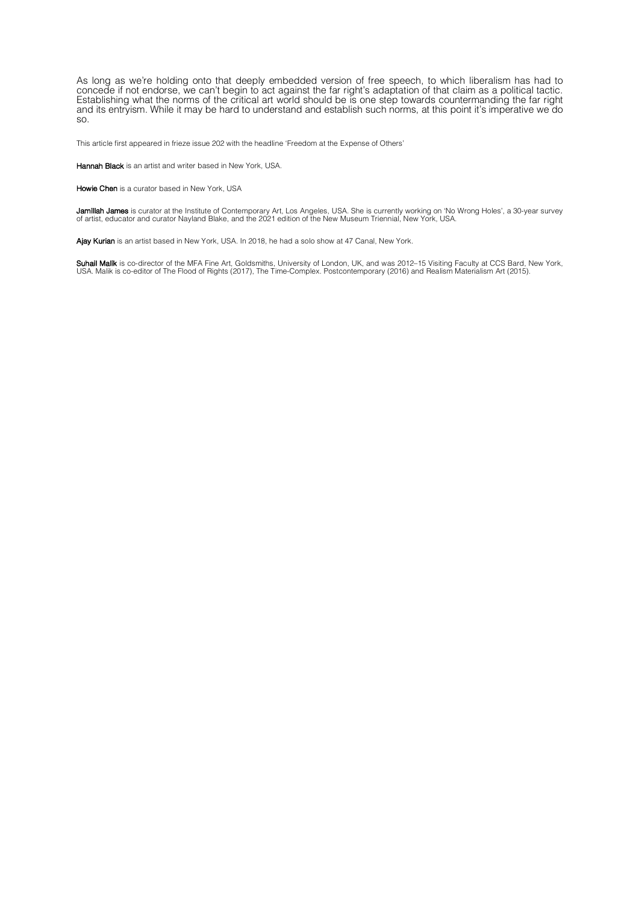As long as we're holding onto that deeply embedded version of free speech, to which liberalism has had to concede if not endorse, we can't begin to act against the far right's adaptation of that claim as a political tactic. Establishing what the norms of the critical art world should be is one step towards countermanding the far right and its entryism. While it may be hard to understand and establish such norms, at this point it's imperative we do so.

This article first appeared in frieze issue 202 with the headline 'Freedom at the Expense of Others'

**Hannah Black** is an artist and writer based in New York, USA.

**Howie Chen** is a curator based in New York, USA

**Jamillah James** is curator at the Institute of Contemporary Art, Los Angeles, USA. She is currently working on 'No Wrong Holes', a 30-year survey of artist, educator and curator Nayland Blake, and the 2021 edition of the New Museum Triennial, New York, USA.

**Ajay Kurian** is an artist based in New York, USA. In 2018, he had a solo show at 47 Canal, New York.

**Suhail Malik** is co-director of the MFA Fine Art, Goldsmiths, University of London, UK, and was 2012–15 Visiting Faculty at CCS Bard, New York, USA. Malik is co-editor of The Flood of Rights (2017), The Time-Complex. Postcontemporary (2016) and Realism Materialism Art (2015).